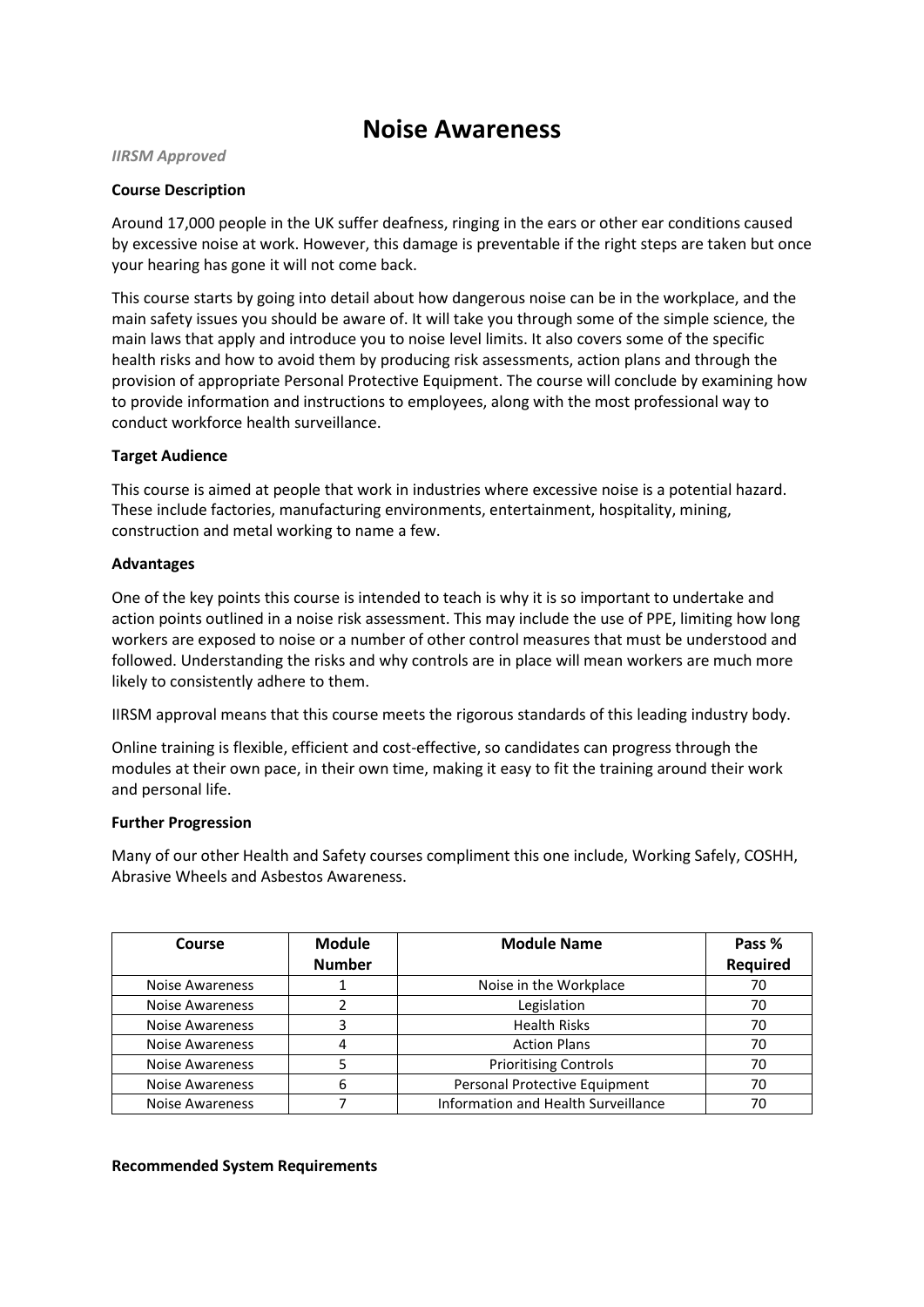# Noise Awareness

***IIRSM Approved***

**Course Description**

Around 17,000 people in the UK suffer deafness, ringing in the ears or other ear conditions caused by excessive noise at work. However, this damage is preventable if the right steps are taken but once your hearing has gone it will not come back.

This course starts by going into detail about how dangerous noise can be in the workplace, and the main safety issues you should be aware of. It will take you through some of the simple science, the main laws that apply and introduce you to noise level limits. It also covers some of the specific health risks and how to avoid them by producing risk assessments, action plans and through the provision of appropriate Personal Protective Equipment. The course will conclude by examining how to provide information and instructions to employees, along with the most professional way to conduct workforce health surveillance.

**Target Audience**

This course is aimed at people that work in industries where excessive noise is a potential hazard. These include factories, manufacturing environments, entertainment, hospitality, mining, construction and metal working to name a few.

**Advantages**

One of the key points this course is intended to teach is why it is so important to undertake and action points outlined in a noise risk assessment. This may include the use of PPE, limiting how long workers are exposed to noise or a number of other control measures that must be understood and followed. Understanding the risks and why controls are in place will mean workers are much more likely to consistently adhere to them.

IIRSM approval means that this course meets the rigorous standards of this leading industry body.

Online training is flexible, efficient and cost-effective, so candidates can progress through the modules at their own pace, in their own time, making it easy to fit the training around their work and personal life.

**Further Progression**

Many of our other Health and Safety courses compliment this one include, Working Safely, COSHH, Abrasive Wheels and Asbestos Awareness.

| Course | Module Number | Module Name | Pass % Required |
|---|---|---|---|
| Noise Awareness | 1 | Noise in the Workplace | 70 |
| Noise Awareness | 2 | Legislation | 70 |
| Noise Awareness | 3 | Health Risks | 70 |
| Noise Awareness | 4 | Action Plans | 70 |
| Noise Awareness | 5 | Prioritising Controls | 70 |
| Noise Awareness | 6 | Personal Protective Equipment | 70 |
| Noise Awareness | 7 | Information and Health Surveillance | 70 |

**Recommended System Requirements**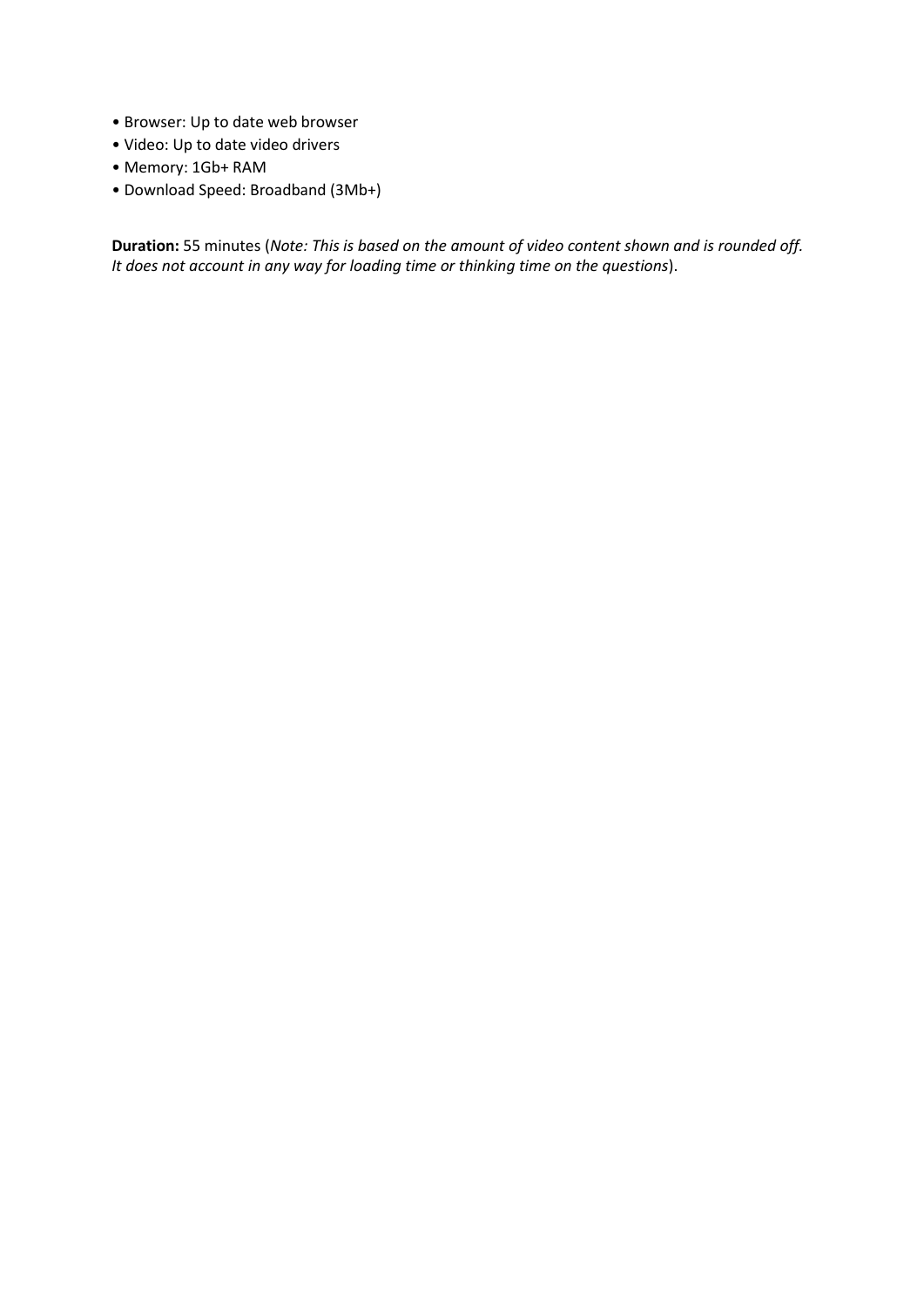- Browser: Up to date web browser
- Video: Up to date video drivers
- Memory: 1Gb+ RAM
- Download Speed: Broadband (3Mb+)

**Duration:** 55 minutes (*Note: This is based on the amount of video content shown and is rounded off. It does not account in any way for loading time or thinking time on the questions*).